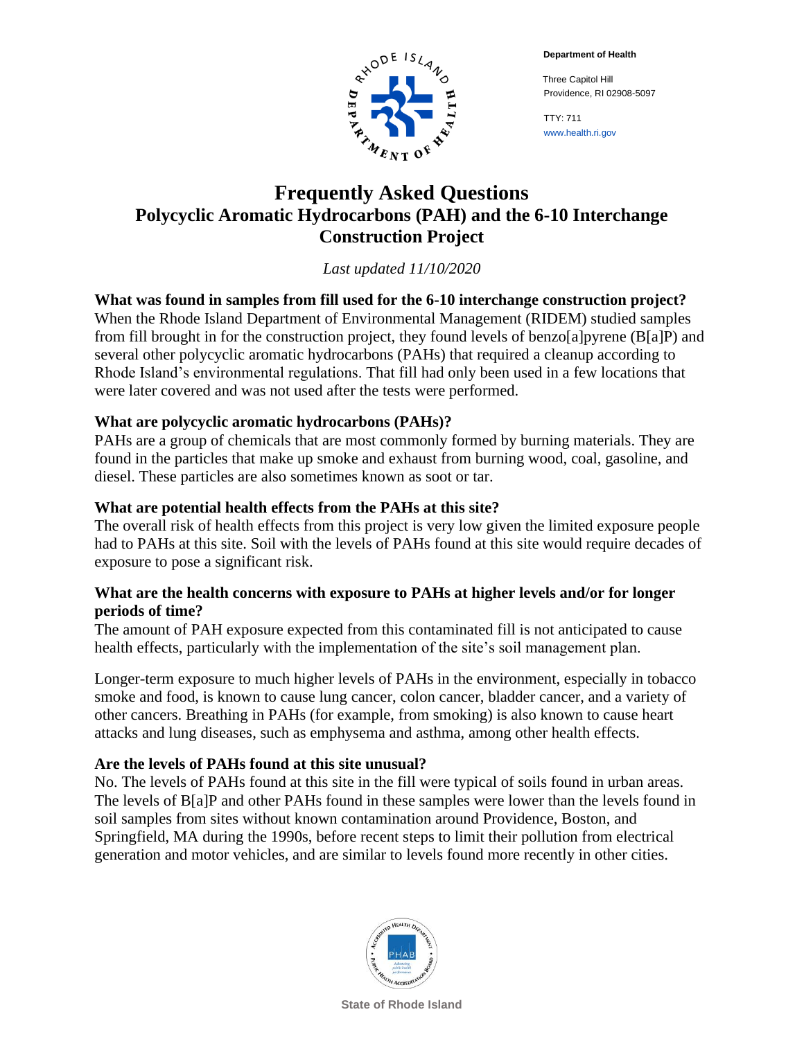**Department of Health**

Three Capitol Hill
Providence, RI 02908-5097

TTY: 711
www.health.ri.gov

# Frequently Asked Questions
## Polycyclic Aromatic Hydrocarbons (PAH) and the 6-10 Interchange Construction Project

*Last updated 11/10/2020*

### What was found in samples from fill used for the 6-10 interchange construction project?

When the Rhode Island Department of Environmental Management (RIDEM) studied samples from fill brought in for the construction project, they found levels of benzo[a]pyrene (B[a]P) and several other polycyclic aromatic hydrocarbons (PAHs) that required a cleanup according to Rhode Island's environmental regulations. That fill had only been used in a few locations that were later covered and was not used after the tests were performed.

### What are polycyclic aromatic hydrocarbons (PAHs)?

PAHs are a group of chemicals that are most commonly formed by burning materials. They are found in the particles that make up smoke and exhaust from burning wood, coal, gasoline, and diesel. These particles are also sometimes known as soot or tar.

### What are potential health effects from the PAHs at this site?

The overall risk of health effects from this project is very low given the limited exposure people had to PAHs at this site. Soil with the levels of PAHs found at this site would require decades of exposure to pose a significant risk.

### What are the health concerns with exposure to PAHs at higher levels and/or for longer periods of time?

The amount of PAH exposure expected from this contaminated fill is not anticipated to cause health effects, particularly with the implementation of the site's soil management plan.

Longer-term exposure to much higher levels of PAHs in the environment, especially in tobacco smoke and food, is known to cause lung cancer, colon cancer, bladder cancer, and a variety of other cancers. Breathing in PAHs (for example, from smoking) is also known to cause heart attacks and lung diseases, such as emphysema and asthma, among other health effects.

### Are the levels of PAHs found at this site unusual?

No. The levels of PAHs found at this site in the fill were typical of soils found in urban areas. The levels of B[a]P and other PAHs found in these samples were lower than the levels found in soil samples from sites without known contamination around Providence, Boston, and Springfield, MA during the 1990s, before recent steps to limit their pollution from electrical generation and motor vehicles, and are similar to levels found more recently in other cities.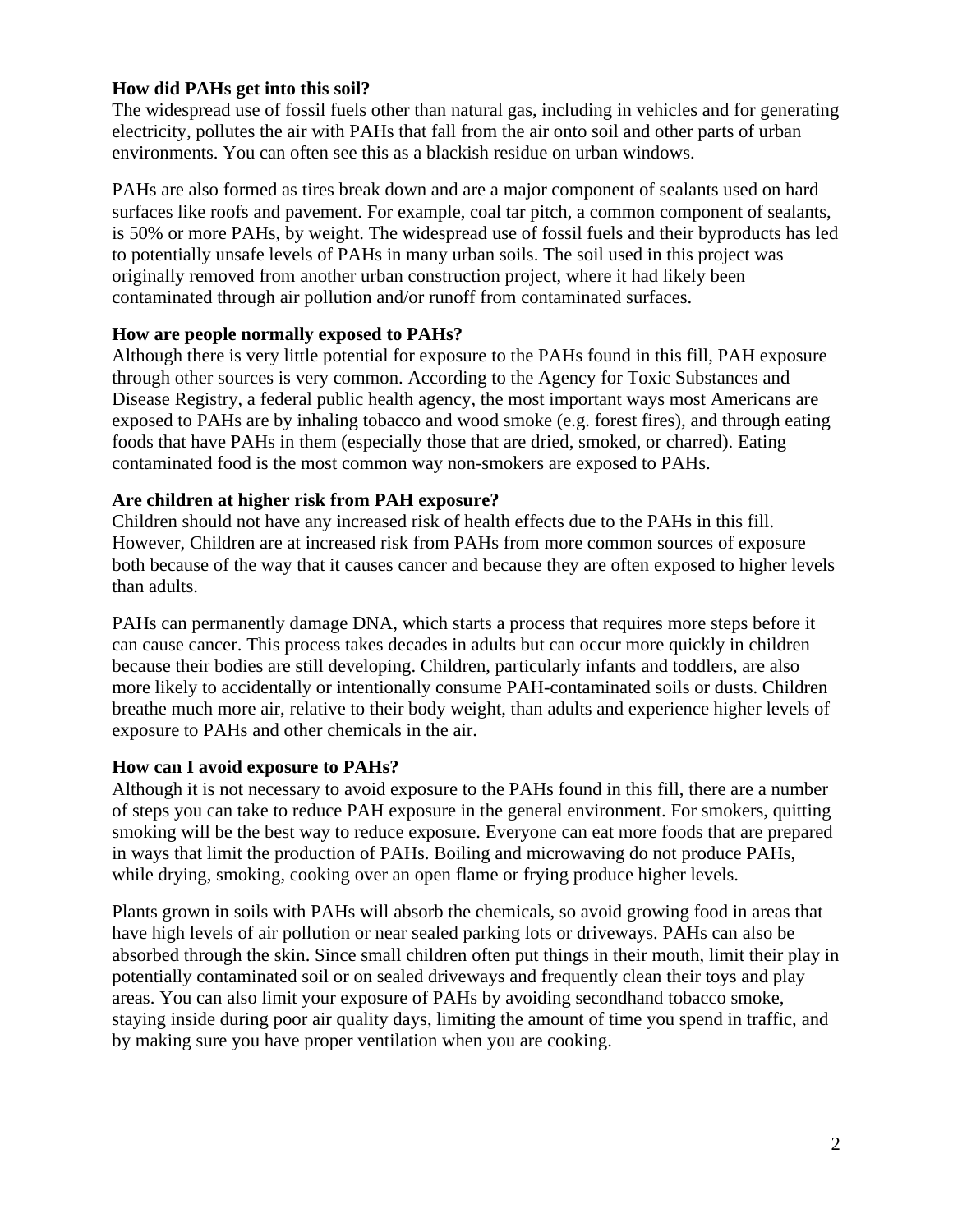**How did PAHs get into this soil?**

The widespread use of fossil fuels other than natural gas, including in vehicles and for generating electricity, pollutes the air with PAHs that fall from the air onto soil and other parts of urban environments. You can often see this as a blackish residue on urban windows.

PAHs are also formed as tires break down and are a major component of sealants used on hard surfaces like roofs and pavement. For example, coal tar pitch, a common component of sealants, is 50% or more PAHs, by weight. The widespread use of fossil fuels and their byproducts has led to potentially unsafe levels of PAHs in many urban soils. The soil used in this project was originally removed from another urban construction project, where it had likely been contaminated through air pollution and/or runoff from contaminated surfaces.

**How are people normally exposed to PAHs?**

Although there is very little potential for exposure to the PAHs found in this fill, PAH exposure through other sources is very common. According to the Agency for Toxic Substances and Disease Registry, a federal public health agency, the most important ways most Americans are exposed to PAHs are by inhaling tobacco and wood smoke (e.g. forest fires), and through eating foods that have PAHs in them (especially those that are dried, smoked, or charred). Eating contaminated food is the most common way non-smokers are exposed to PAHs.

**Are children at higher risk from PAH exposure?**

Children should not have any increased risk of health effects due to the PAHs in this fill. However, Children are at increased risk from PAHs from more common sources of exposure both because of the way that it causes cancer and because they are often exposed to higher levels than adults.

PAHs can permanently damage DNA, which starts a process that requires more steps before it can cause cancer. This process takes decades in adults but can occur more quickly in children because their bodies are still developing. Children, particularly infants and toddlers, are also more likely to accidentally or intentionally consume PAH-contaminated soils or dusts. Children breathe much more air, relative to their body weight, than adults and experience higher levels of exposure to PAHs and other chemicals in the air.

**How can I avoid exposure to PAHs?**

Although it is not necessary to avoid exposure to the PAHs found in this fill, there are a number of steps you can take to reduce PAH exposure in the general environment. For smokers, quitting smoking will be the best way to reduce exposure. Everyone can eat more foods that are prepared in ways that limit the production of PAHs. Boiling and microwaving do not produce PAHs, while drying, smoking, cooking over an open flame or frying produce higher levels.

Plants grown in soils with PAHs will absorb the chemicals, so avoid growing food in areas that have high levels of air pollution or near sealed parking lots or driveways. PAHs can also be absorbed through the skin. Since small children often put things in their mouth, limit their play in potentially contaminated soil or on sealed driveways and frequently clean their toys and play areas. You can also limit your exposure of PAHs by avoiding secondhand tobacco smoke, staying inside during poor air quality days, limiting the amount of time you spend in traffic, and by making sure you have proper ventilation when you are cooking.